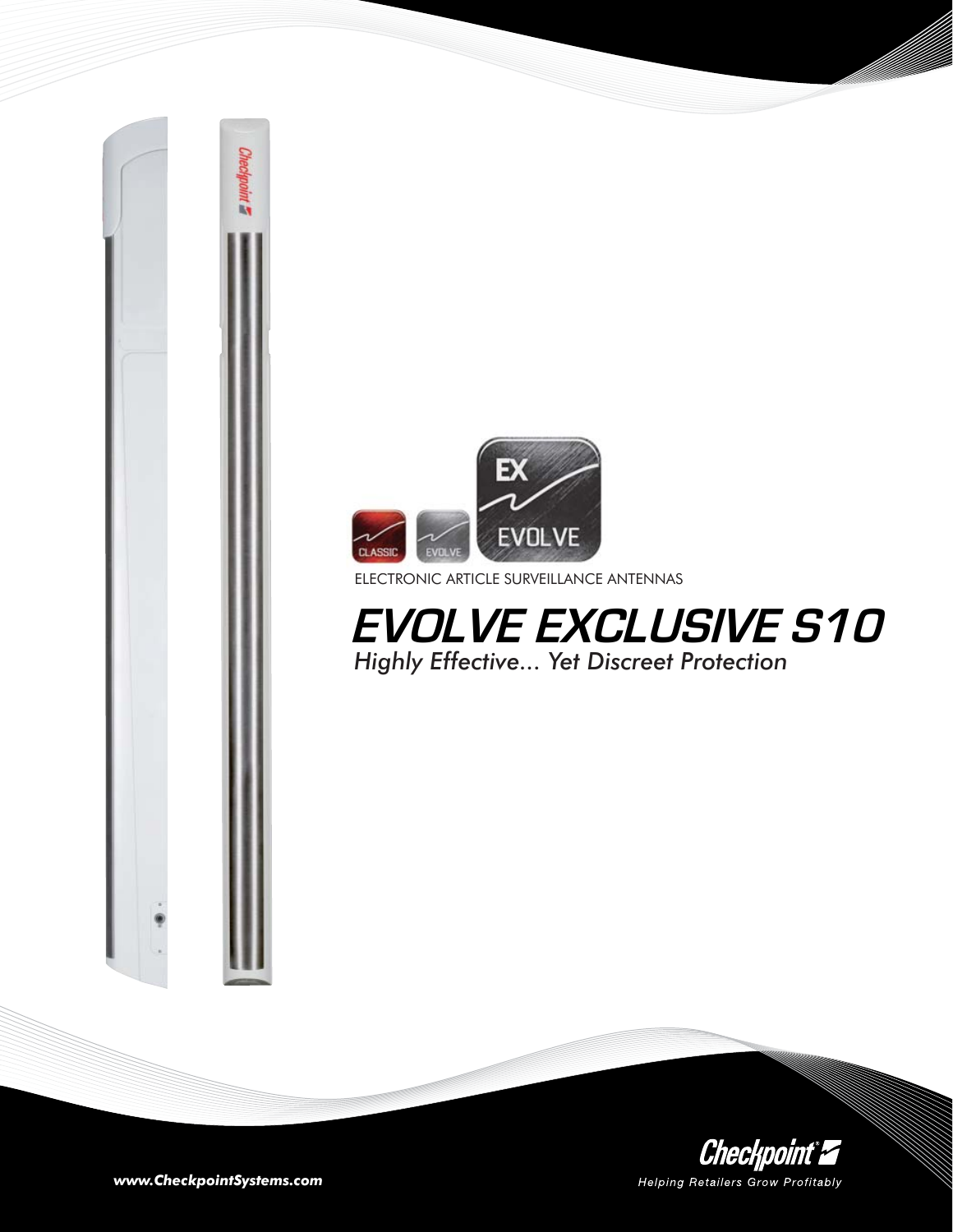ELECTRONIC ARTICLE SURVEILLANCE ANTENNAS

# EVOLVE EXCLUSIVE S10

*Highly Effective... Yet Discreet Protection*

**www.CheckpointSystems.com**

Checkpoint

Helping Retailers Grow Profitably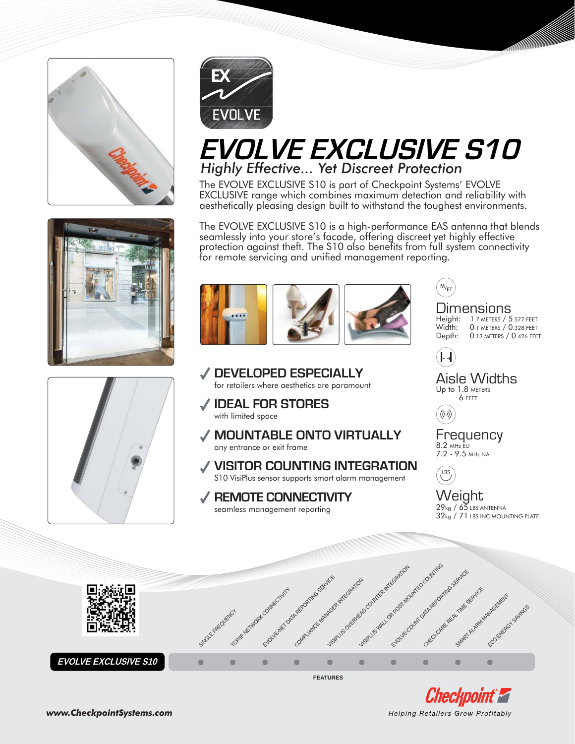EX

EVOLVE

# EVOLVE EXCLUSIVE S10

*Highly Effective... Yet Discreet Protection*

The EVOLVE EXCLUSIVE S10 is part of Checkpoint Systems' EVOLVE EXCLUSIVE range which combines maximum detection and reliability with aesthetically pleasing design built to withstand the toughest environments.

The EVOLVE EXCLUSIVE S10 is a high-performance EAS antenna that blends seamlessly into your store's facade, offering discreet yet highly effective protection against theft. The S10 also benefits from full system connectivity for remote servicing and unified management reporting.

- ✓ **DEVELOPED ESPECIALLY** for retailers where aesthetics are paramount
- ✓ **IDEAL FOR STORES** with limited space
- ✓ **MOUNTABLE ONTO VIRTUALLY** any entrance or exit frame
- ✓ **VISITOR COUNTING INTEGRATION** S10 VisiPlus sensor supports smart alarm management
- ✓ **REMOTE CONNECTIVITY** seamless management reporting

M/FT

## Dimensions

Height: 1.7 METERS / 5.577 FEET
Width: 0.1 METERS / 0.328 FEET
Depth: 0.13 METERS / 0.426 FEET

## Aisle Widths

Up to 1.8 METERS
6 FEET

## Frequency

8.2 MHz EU
7.2 - 9.5 MHz NA

LBS

## Weight

29kg / 65 LBS ANTENNA
32kg / 71 LBS INC MOUNTING PLATE

**EVOLVE EXCLUSIVE S10**

FEATURES

- SINGLE FREQUENCY
- TCP/IP NETWORK CONNECTIVITY
- EVOLVE-NET DATA REPORTING SERVICE
- COMPLIANCE MANAGER INTEGRATION
- VISIPLUS OVERHEAD COUNTER INTEGRATION
- VISIPLUS WALL OR POST-MOUNTED COUNTING
- EVOLVE-COUNT DATA REPORTING SERVICE
- CHECKCARE REAL TIME SERVICE
- SMART ALARM MANAGEMENT
- ECO ENERGY SAVINGS

*www.CheckpointSystems.com*

Checkpoint

*Helping Retailers Grow Profitably*